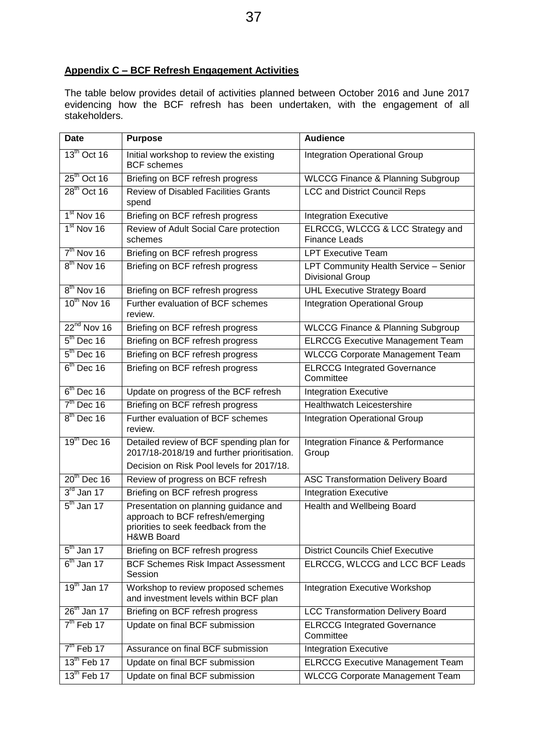## **Appendix C – BCF Refresh Engagement Activities**

The table below provides detail of activities planned between October 2016 and June 2017 evidencing how the BCF refresh has been undertaken, with the engagement of all stakeholders.

| Date | Purpose | Audience |
|---|---|---|
| 13th Oct 16 | Initial workshop to review the existing BCF schemes | Integration Operational Group |
| 25th Oct 16 | Briefing on BCF refresh progress | WLCCG Finance & Planning Subgroup |
| 28th Oct 16 | Review of Disabled Facilities Grants spend | LCC and District Council Reps |
| 1st Nov 16 | Briefing on BCF refresh progress | Integration Executive |
| 1st Nov 16 | Review of Adult Social Care protection schemes | ELRCCG, WLCCG & LCC Strategy and Finance Leads |
| 7th Nov 16 | Briefing on BCF refresh progress | LPT Executive Team |
| 8th Nov 16 | Briefing on BCF refresh progress | LPT Community Health Service – Senior Divisional Group |
| 8th Nov 16 | Briefing on BCF refresh progress | UHL Executive Strategy Board |
| 10th Nov 16 | Further evaluation of BCF schemes review. | Integration Operational Group |
| 22nd Nov 16 | Briefing on BCF refresh progress | WLCCG Finance & Planning Subgroup |
| 5th Dec 16 | Briefing on BCF refresh progress | ELRCCG Executive Management Team |
| 5th Dec 16 | Briefing on BCF refresh progress | WLCCG Corporate Management Team |
| 6th Dec 16 | Briefing on BCF refresh progress | ELRCCG Integrated Governance Committee |
| 6th Dec 16 | Update on progress of the BCF refresh | Integration Executive |
| 7th Dec 16 | Briefing on BCF refresh progress | Healthwatch Leicestershire |
| 8th Dec 16 | Further evaluation of BCF schemes review. | Integration Operational Group |
| 19th Dec 16 | Detailed review of BCF spending plan for 2017/18-2018/19 and further prioritisation.<br>Decision on Risk Pool levels for 2017/18. | Integration Finance & Performance Group |
| 20th Dec 16 | Review of progress on BCF refresh | ASC Transformation Delivery Board |
| 3rd Jan 17 | Briefing on BCF refresh progress | Integration Executive |
| 5th Jan 17 | Presentation on planning guidance and approach to BCF refresh/emerging priorities to seek feedback from the H&WB Board | Health and Wellbeing Board |
| 5th Jan 17 | Briefing on BCF refresh progress | District Councils Chief Executive |
| 6th Jan 17 | BCF Schemes Risk Impact Assessment Session | ELRCCG, WLCCG and LCC BCF Leads |
| 19th Jan 17 | Workshop to review proposed schemes and investment levels within BCF plan | Integration Executive Workshop |
| 26th Jan 17 | Briefing on BCF refresh progress | LCC Transformation Delivery Board |
| 7th Feb 17 | Update on final BCF submission | ELRCCG Integrated Governance Committee |
| 7th Feb 17 | Assurance on final BCF submission | Integration Executive |
| 13th Feb 17 | Update on final BCF submission | ELRCCG Executive Management Team |
| 13th Feb 17 | Update on final BCF submission | WLCCG Corporate Management Team |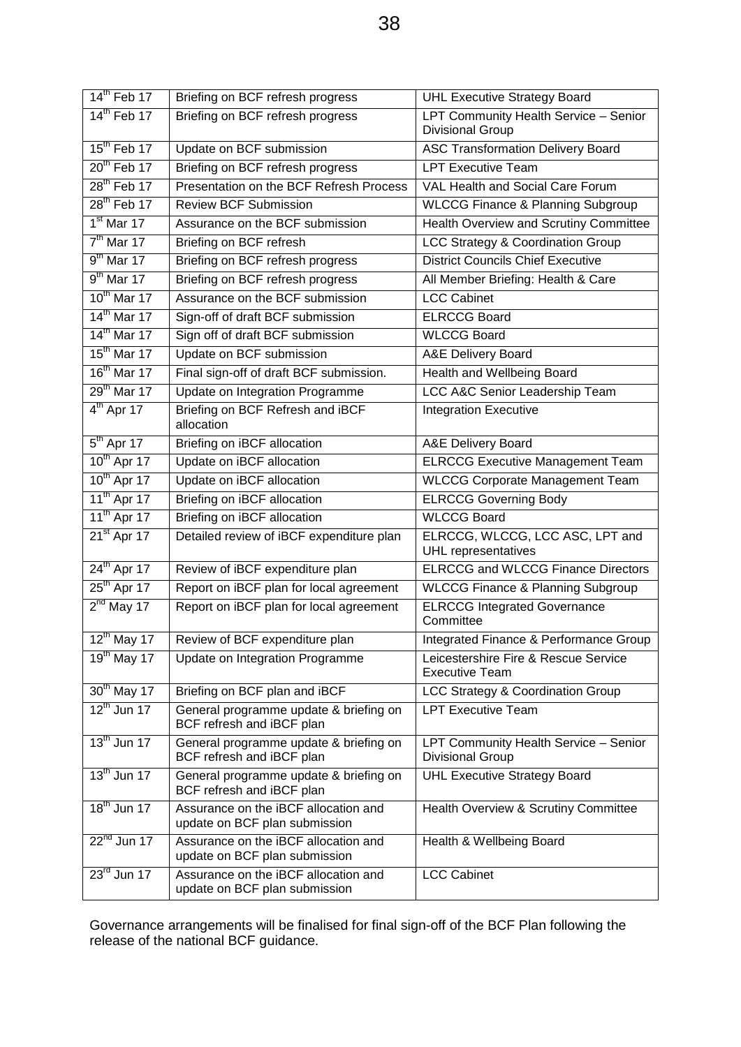| | | |
|---|---|---|
| 14th Feb 17 | Briefing on BCF refresh progress | UHL Executive Strategy Board |
| 14th Feb 17 | Briefing on BCF refresh progress | LPT Community Health Service – Senior Divisional Group |
| 15th Feb 17 | Update on BCF submission | ASC Transformation Delivery Board |
| 20th Feb 17 | Briefing on BCF refresh progress | LPT Executive Team |
| 28th Feb 17 | Presentation on the BCF Refresh Process | VAL Health and Social Care Forum |
| 28th Feb 17 | Review BCF Submission | WLCCG Finance & Planning Subgroup |
| 1st Mar 17 | Assurance on the BCF submission | Health Overview and Scrutiny Committee |
| 7th Mar 17 | Briefing on BCF refresh | LCC Strategy & Coordination Group |
| 9th Mar 17 | Briefing on BCF refresh progress | District Councils Chief Executive |
| 9th Mar 17 | Briefing on BCF refresh progress | All Member Briefing: Health & Care |
| 10th Mar 17 | Assurance on the BCF submission | LCC Cabinet |
| 14th Mar 17 | Sign-off of draft BCF submission | ELRCCG Board |
| 14th Mar 17 | Sign off of draft BCF submission | WLCCG Board |
| 15th Mar 17 | Update on BCF submission | A&E Delivery Board |
| 16th Mar 17 | Final sign-off of draft BCF submission. | Health and Wellbeing Board |
| 29th Mar 17 | Update on Integration Programme | LCC A&C Senior Leadership Team |
| 4th Apr 17 | Briefing on BCF Refresh and iBCF allocation | Integration Executive |
| 5th Apr 17 | Briefing on iBCF allocation | A&E Delivery Board |
| 10th Apr 17 | Update on iBCF allocation | ELRCCG Executive Management Team |
| 10th Apr 17 | Update on iBCF allocation | WLCCG Corporate Management Team |
| 11th Apr 17 | Briefing on iBCF allocation | ELRCCG Governing Body |
| 11th Apr 17 | Briefing on iBCF allocation | WLCCG Board |
| 21st Apr 17 | Detailed review of iBCF expenditure plan | ELRCCG, WLCCG, LCC ASC, LPT and UHL representatives |
| 24th Apr 17 | Review of iBCF expenditure plan | ELRCCG and WLCCG Finance Directors |
| 25th Apr 17 | Report on iBCF plan for local agreement | WLCCG Finance & Planning Subgroup |
| 2nd May 17 | Report on iBCF plan for local agreement | ELRCCG Integrated Governance Committee |
| 12th May 17 | Review of BCF expenditure plan | Integrated Finance & Performance Group |
| 19th May 17 | Update on Integration Programme | Leicestershire Fire & Rescue Service Executive Team |
| 30th May 17 | Briefing on BCF plan and iBCF | LCC Strategy & Coordination Group |
| 12th Jun 17 | General programme update & briefing on BCF refresh and iBCF plan | LPT Executive Team |
| 13th Jun 17 | General programme update & briefing on BCF refresh and iBCF plan | LPT Community Health Service – Senior Divisional Group |
| 13th Jun 17 | General programme update & briefing on BCF refresh and iBCF plan | UHL Executive Strategy Board |
| 18th Jun 17 | Assurance on the iBCF allocation and update on BCF plan submission | Health Overview & Scrutiny Committee |
| 22nd Jun 17 | Assurance on the iBCF allocation and update on BCF plan submission | Health & Wellbeing Board |
| 23rd Jun 17 | Assurance on the iBCF allocation and update on BCF plan submission | LCC Cabinet |

Governance arrangements will be finalised for final sign-off of the BCF Plan following the release of the national BCF guidance.